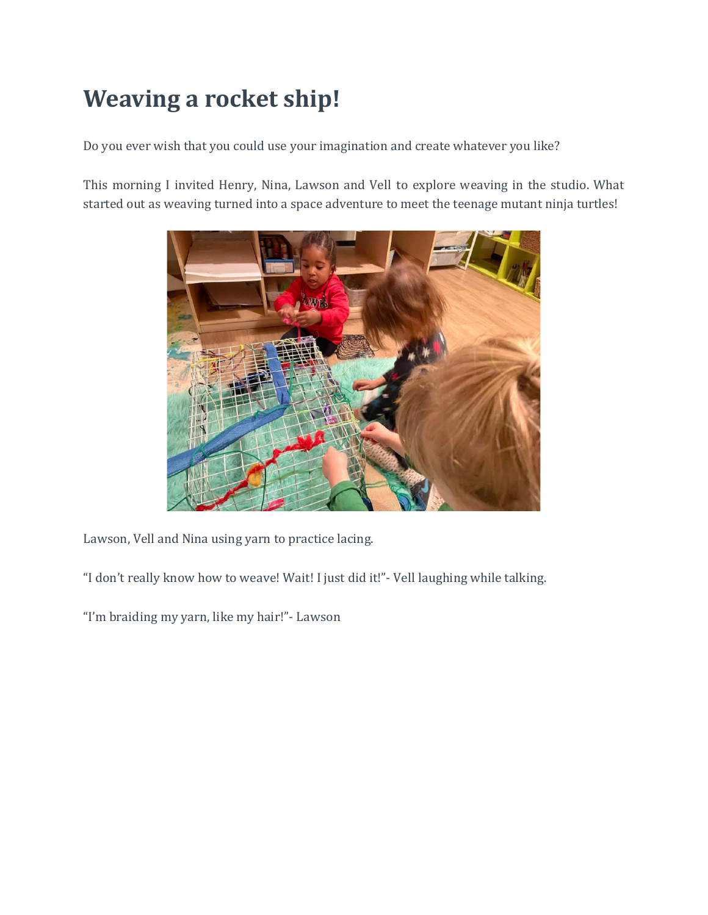# Weaving a rocket ship!

Do you ever wish that you could use your imagination and create whatever you like?

This morning I invited Henry, Nina, Lawson and Vell to explore weaving in the studio. What started out as weaving turned into a space adventure to meet the teenage mutant ninja turtles!

Lawson, Vell and Nina using yarn to practice lacing.

“I don’t really know how to weave! Wait! I just did it!”- Vell laughing while talking.

“I’m braiding my yarn, like my hair!”- Lawson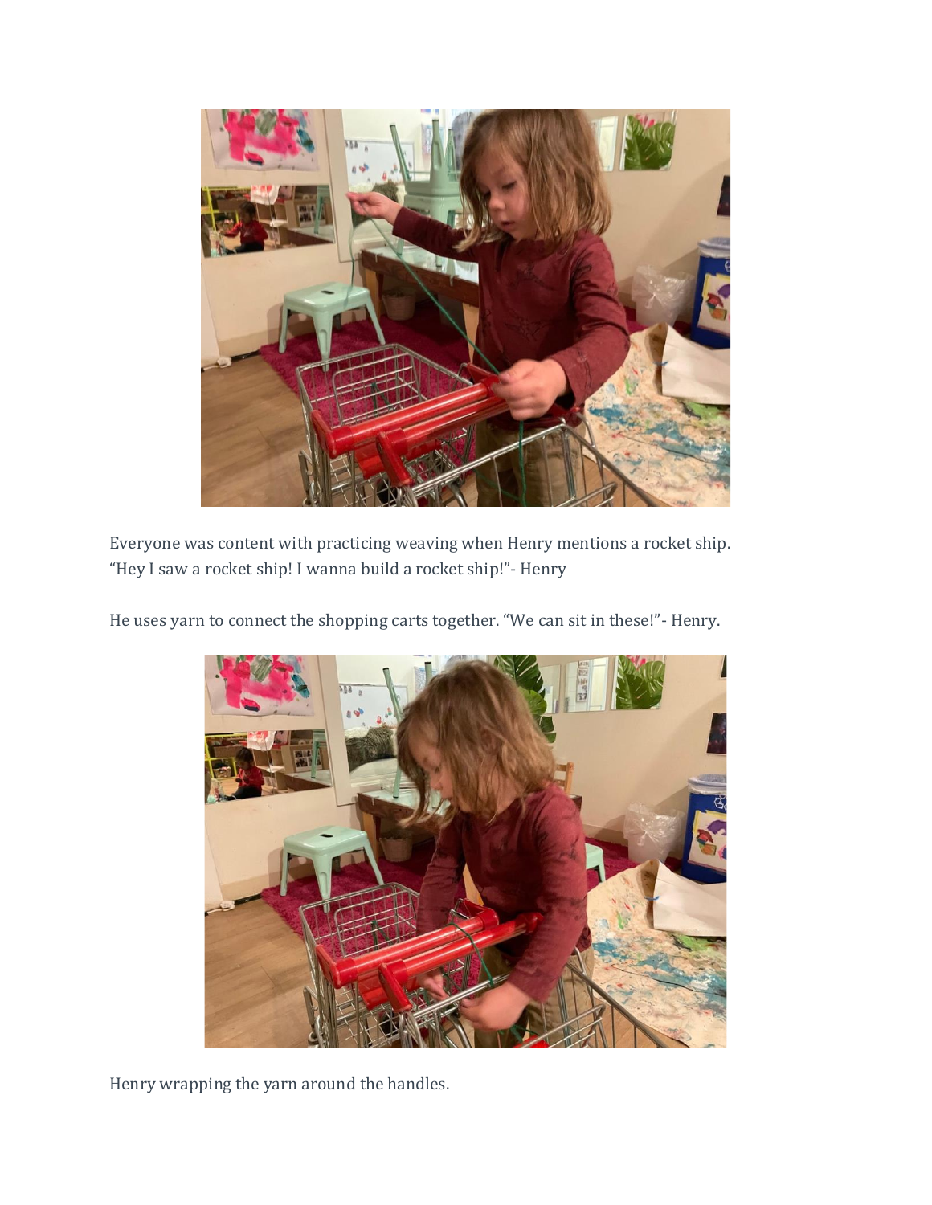Everyone was content with practicing weaving when Henry mentions a rocket ship. “Hey I saw a rocket ship! I wanna build a rocket ship!”- Henry

He uses yarn to connect the shopping carts together. “We can sit in these!”- Henry.

Henry wrapping the yarn around the handles.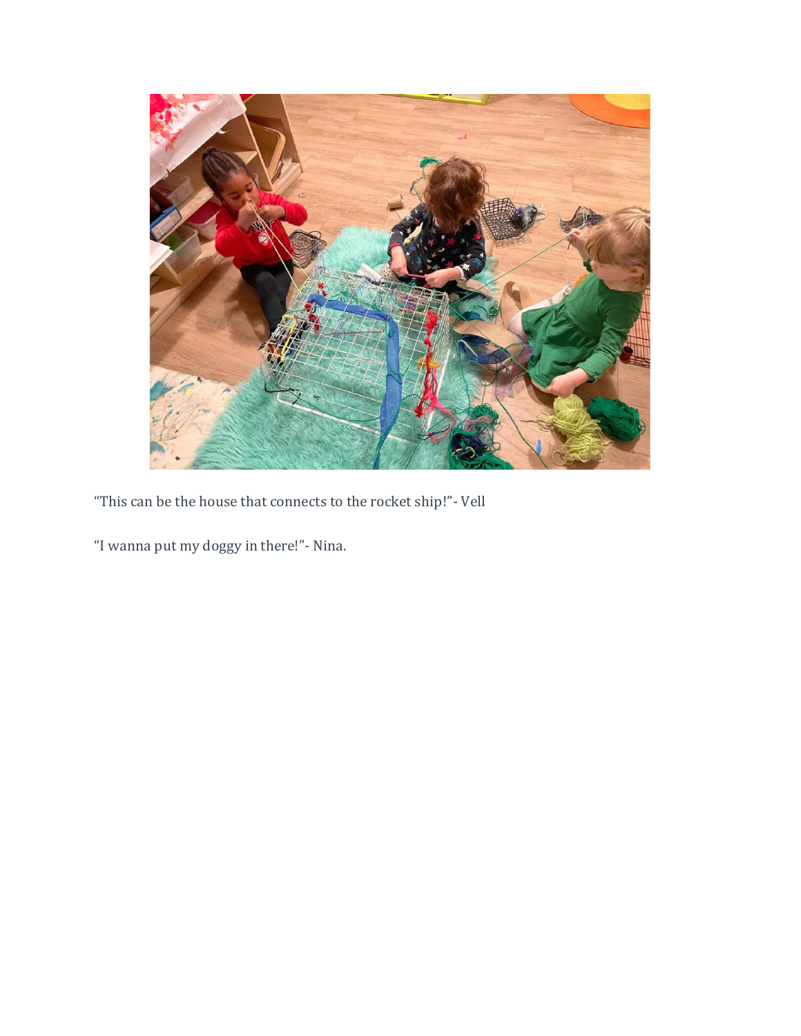“This can be the house that connects to the rocket ship!”- Vell

“I wanna put my doggy in there!”- Nina.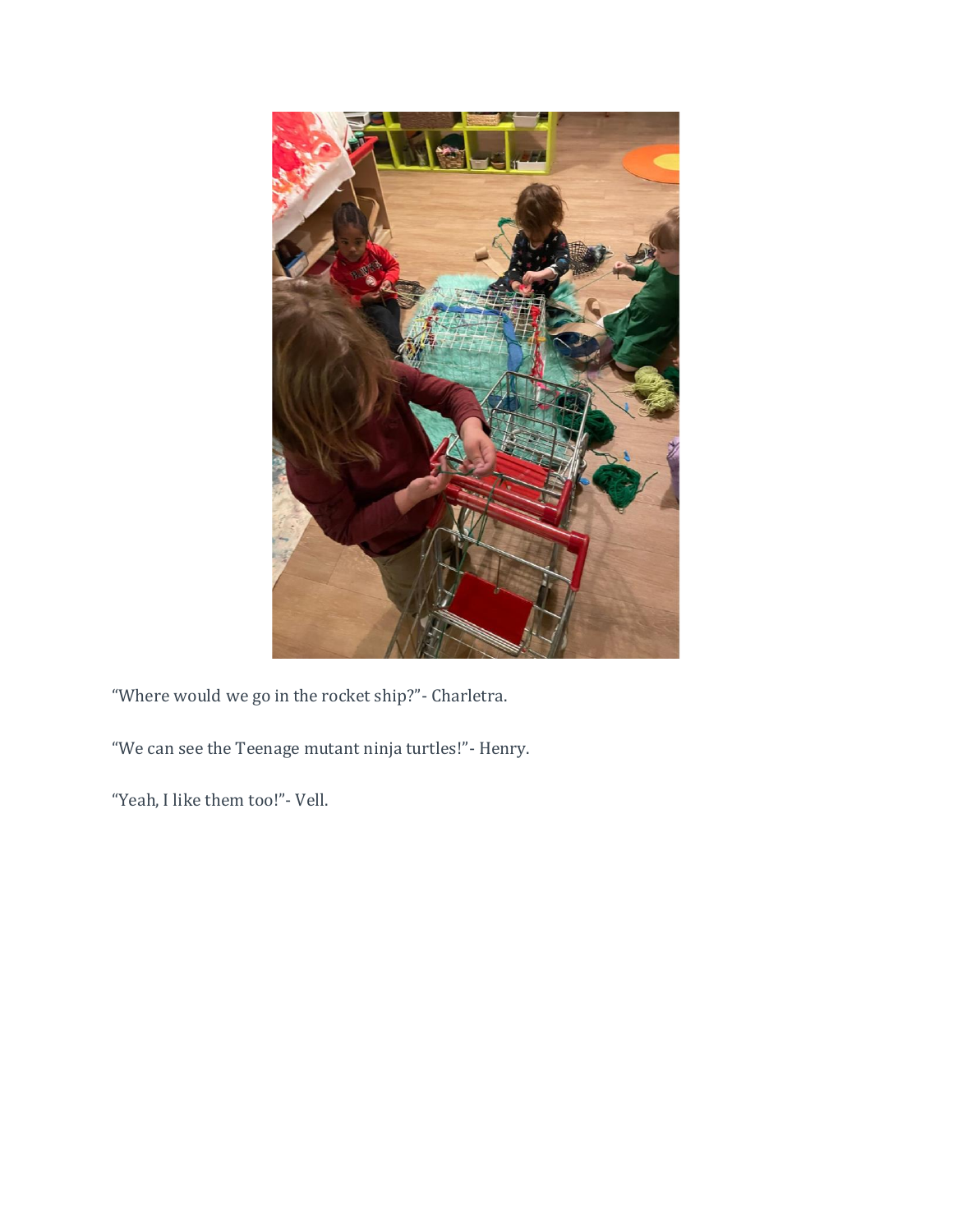“Where would we go in the rocket ship?”- Charletra.

“We can see the Teenage mutant ninja turtles!”- Henry.

“Yeah, I like them too!”- Vell.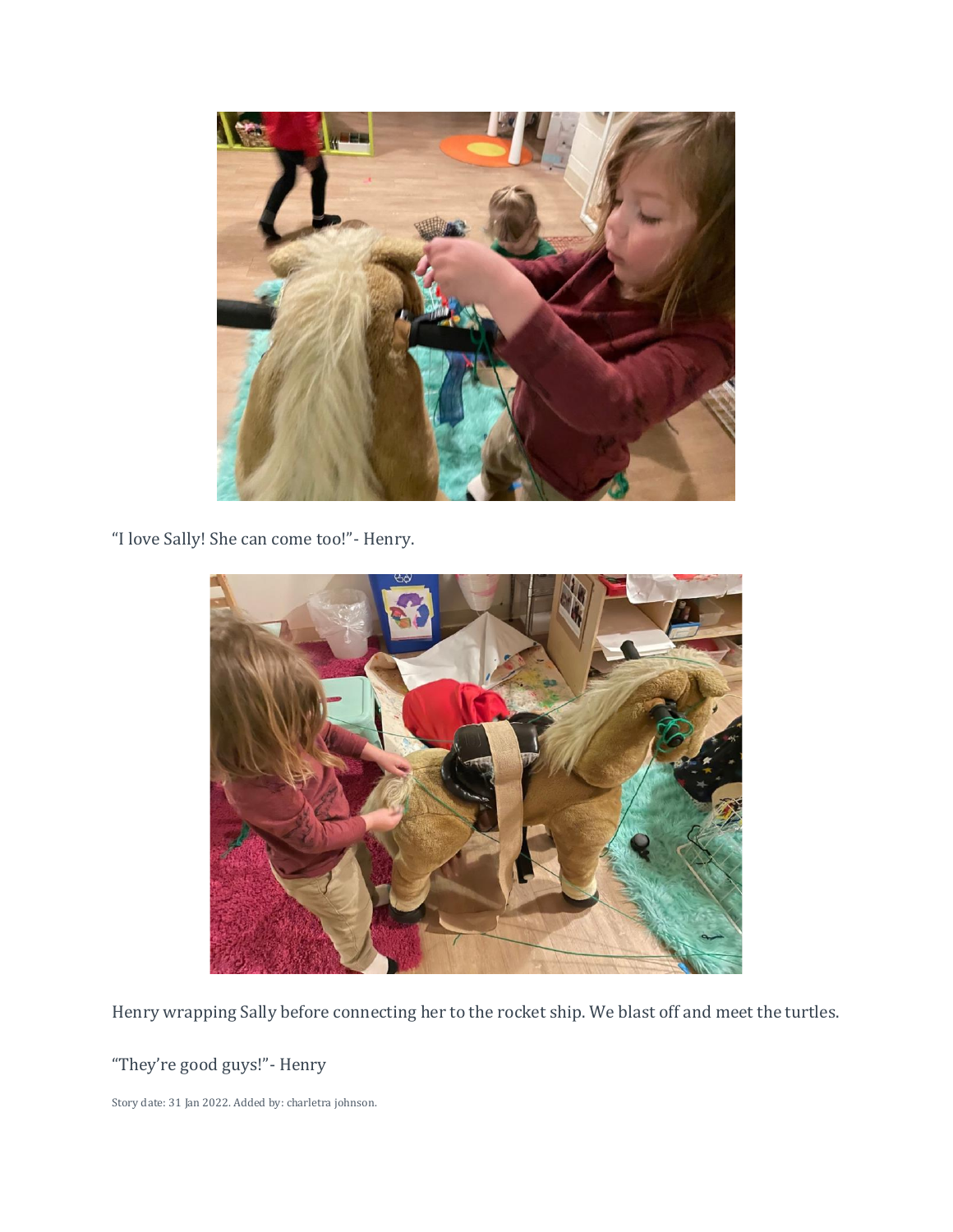"I love Sally! She can come too!"- Henry.

Henry wrapping Sally before connecting her to the rocket ship. We blast off and meet the turtles.

"They're good guys!"- Henry

Story date: 31 Jan 2022. Added by: charletra johnson.